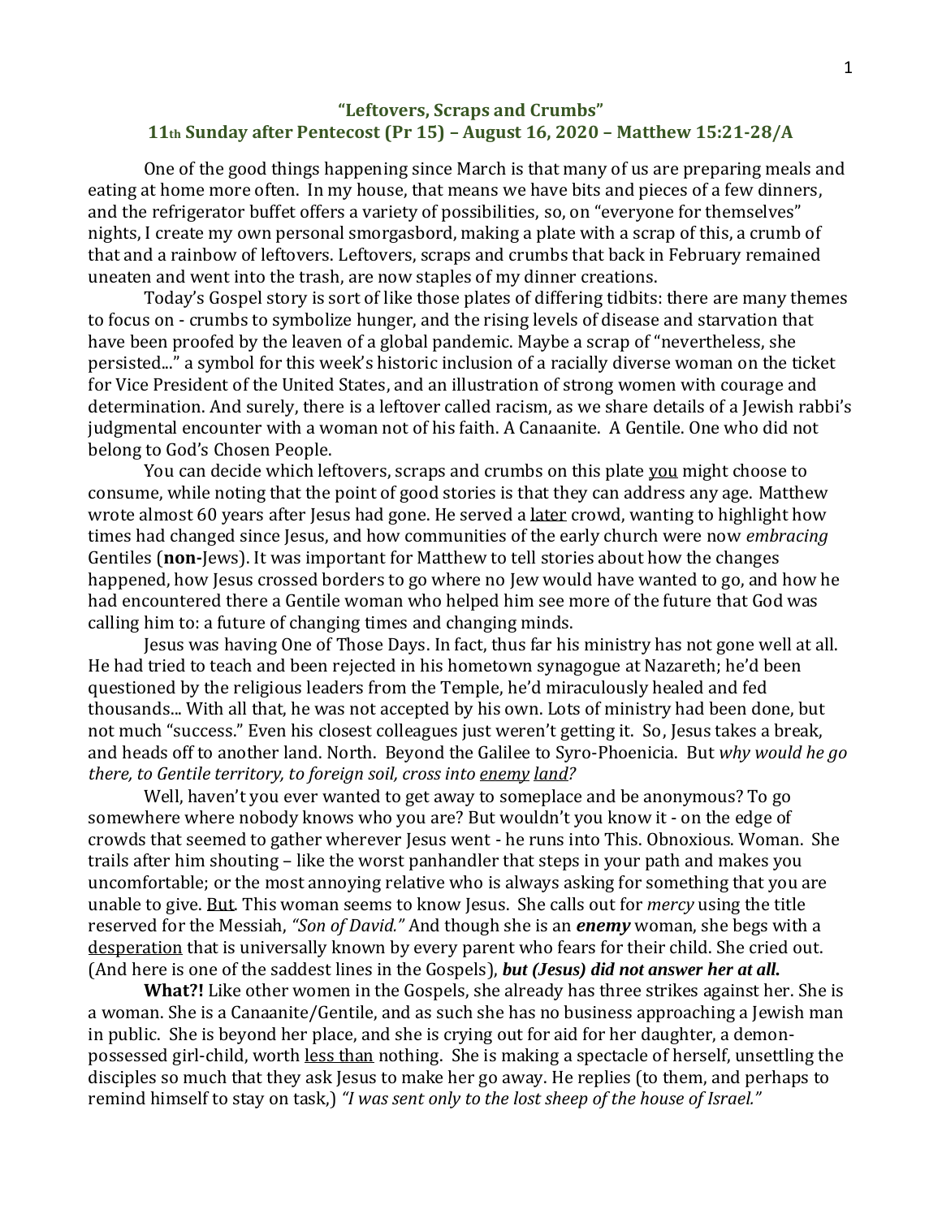## "Leftovers, Scraps and Crumbs"

## 11th Sunday after Pentecost (Pr 15) – August 16, 2020 – Matthew 15:21-28/A

One of the good things happening since March is that many of us are preparing meals and eating at home more often. In my house, that means we have bits and pieces of a few dinners, and the refrigerator buffet offers a variety of possibilities, so, on "everyone for themselves" nights, I create my own personal smorgasbord, making a plate with a scrap of this, a crumb of that and a rainbow of leftovers. Leftovers, scraps and crumbs that back in February remained uneaten and went into the trash, are now staples of my dinner creations.

Today's Gospel story is sort of like those plates of differing tidbits: there are many themes to focus on - crumbs to symbolize hunger, and the rising levels of disease and starvation that have been proofed by the leaven of a global pandemic. Maybe a scrap of "nevertheless, she persisted..." a symbol for this week's historic inclusion of a racially diverse woman on the ticket for Vice President of the United States, and an illustration of strong women with courage and determination. And surely, there is a leftover called racism, as we share details of a Jewish rabbi's judgmental encounter with a woman not of his faith. A Canaanite. A Gentile. One who did not belong to God's Chosen People.

You can decide which leftovers, scraps and crumbs on this plate you might choose to consume, while noting that the point of good stories is that they can address any age. Matthew wrote almost 60 years after Jesus had gone. He served a later crowd, wanting to highlight how times had changed since Jesus, and how communities of the early church were now *embracing* Gentiles (**non-**Jews). It was important for Matthew to tell stories about how the changes happened, how Jesus crossed borders to go where no Jew would have wanted to go, and how he had encountered there a Gentile woman who helped him see more of the future that God was calling him to: a future of changing times and changing minds.

Jesus was having One of Those Days. In fact, thus far his ministry has not gone well at all. He had tried to teach and been rejected in his hometown synagogue at Nazareth; he'd been questioned by the religious leaders from the Temple, he'd miraculously healed and fed thousands... With all that, he was not accepted by his own. Lots of ministry had been done, but not much "success." Even his closest colleagues just weren't getting it. So, Jesus takes a break, and heads off to another land. North. Beyond the Galilee to Syro-Phoenicia. But *why would he go there, to Gentile territory, to foreign soil, cross into enemy land?*

Well, haven't you ever wanted to get away to someplace and be anonymous? To go somewhere where nobody knows who you are? But wouldn't you know it - on the edge of crowds that seemed to gather wherever Jesus went - he runs into This. Obnoxious. Woman. She trails after him shouting – like the worst panhandler that steps in your path and makes you uncomfortable; or the most annoying relative who is always asking for something that you are unable to give. But. This woman seems to know Jesus. She calls out for *mercy* using the title reserved for the Messiah, *"Son of David."* And though she is an ***enemy*** woman, she begs with a desperation that is universally known by every parent who fears for their child. She cried out. (And here is one of the saddest lines in the Gospels), ***but (Jesus) did not answer her at all.***

**What?!** Like other women in the Gospels, she already has three strikes against her. She is a woman. She is a Canaanite/Gentile, and as such she has no business approaching a Jewish man in public. She is beyond her place, and she is crying out for aid for her daughter, a demon-possessed girl-child, worth less than nothing. She is making a spectacle of herself, unsettling the disciples so much that they ask Jesus to make her go away. He replies (to them, and perhaps to remind himself to stay on task,) *"I was sent only to the lost sheep of the house of Israel."*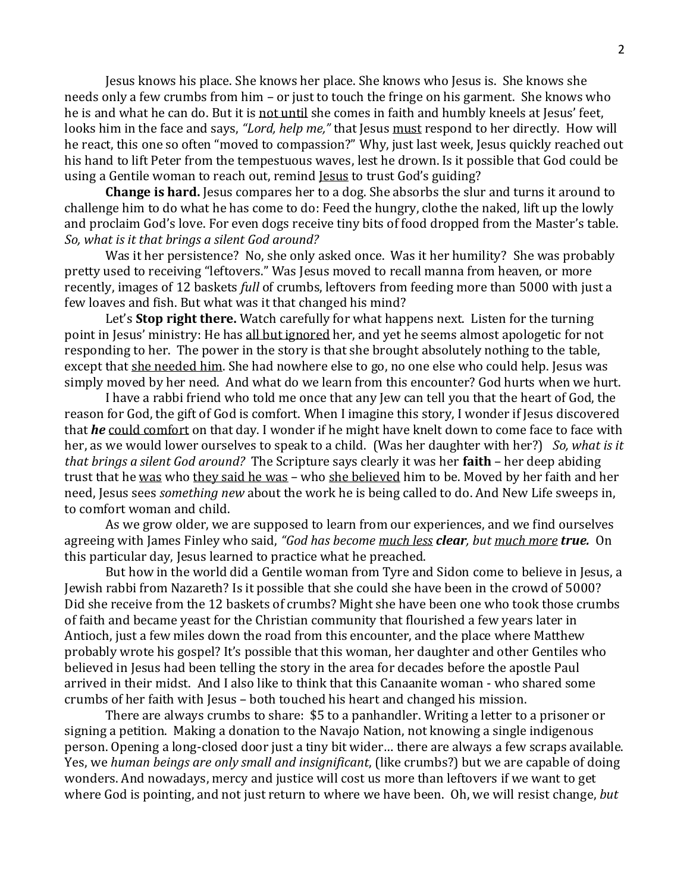Jesus knows his place. She knows her place. She knows who Jesus is. She knows she needs only a few crumbs from him – or just to touch the fringe on his garment. She knows who he is and what he can do. But it is <u>not until</u> she comes in faith and humbly kneels at Jesus' feet, looks him in the face and says, *"Lord, help me,"* that Jesus <u>must</u> respond to her directly. How will he react, this one so often "moved to compassion?" Why, just last week, Jesus quickly reached out his hand to lift Peter from the tempestuous waves, lest he drown. Is it possible that God could be using a Gentile woman to reach out, remind <u>Jesus</u> to trust God's guiding?

**Change is hard.** Jesus compares her to a dog. She absorbs the slur and turns it around to challenge him to do what he has come to do: Feed the hungry, clothe the naked, lift up the lowly and proclaim God's love. For even dogs receive tiny bits of food dropped from the Master's table. *So, what is it that brings a silent God around?*

Was it her persistence? No, she only asked once. Was it her humility? She was probably pretty used to receiving "leftovers." Was Jesus moved to recall manna from heaven, or more recently, images of 12 baskets *full* of crumbs, leftovers from feeding more than 5000 with just a few loaves and fish. But what was it that changed his mind?

Let's **Stop right there.** Watch carefully for what happens next. Listen for the turning point in Jesus' ministry: He has <u>all but ignored</u> her, and yet he seems almost apologetic for not responding to her. The power in the story is that she brought absolutely nothing to the table, except that <u>she needed him</u>. She had nowhere else to go, no one else who could help. Jesus was simply moved by her need. And what do we learn from this encounter? God hurts when we hurt.

I have a rabbi friend who told me once that any Jew can tell you that the heart of God, the reason for God, the gift of God is comfort. When I imagine this story, I wonder if Jesus discovered that ***he*** <u>could comfort</u> on that day. I wonder if he might have knelt down to come face to face with her, as we would lower ourselves to speak to a child. (Was her daughter with her?) *So, what is it that brings a silent God around?* The Scripture says clearly it was her **faith** – her deep abiding trust that he <u>was</u> who <u>they said he was</u> – who <u>she believed</u> him to be. Moved by her faith and her need, Jesus sees *something new* about the work he is being called to do. And New Life sweeps in, to comfort woman and child.

As we grow older, we are supposed to learn from our experiences, and we find ourselves agreeing with James Finley who said, *"God has become <u>much less</u> **clear**, but <u>much more</u> **true.*** On this particular day, Jesus learned to practice what he preached.

But how in the world did a Gentile woman from Tyre and Sidon come to believe in Jesus, a Jewish rabbi from Nazareth? Is it possible that she could she have been in the crowd of 5000? Did she receive from the 12 baskets of crumbs? Might she have been one who took those crumbs of faith and became yeast for the Christian community that flourished a few years later in Antioch, just a few miles down the road from this encounter, and the place where Matthew probably wrote his gospel? It's possible that this woman, her daughter and other Gentiles who believed in Jesus had been telling the story in the area for decades before the apostle Paul arrived in their midst. And I also like to think that this Canaanite woman - who shared some crumbs of her faith with Jesus – both touched his heart and changed his mission.

There are always crumbs to share: $5 to a panhandler. Writing a letter to a prisoner or signing a petition. Making a donation to the Navajo Nation, not knowing a single indigenous person. Opening a long-closed door just a tiny bit wider… there are always a few scraps available. Yes, we *human beings are only small and insignificant*, (like crumbs?) but we are capable of doing wonders. And nowadays, mercy and justice will cost us more than leftovers if we want to get where God is pointing, and not just return to where we have been. Oh, we will resist change, *but*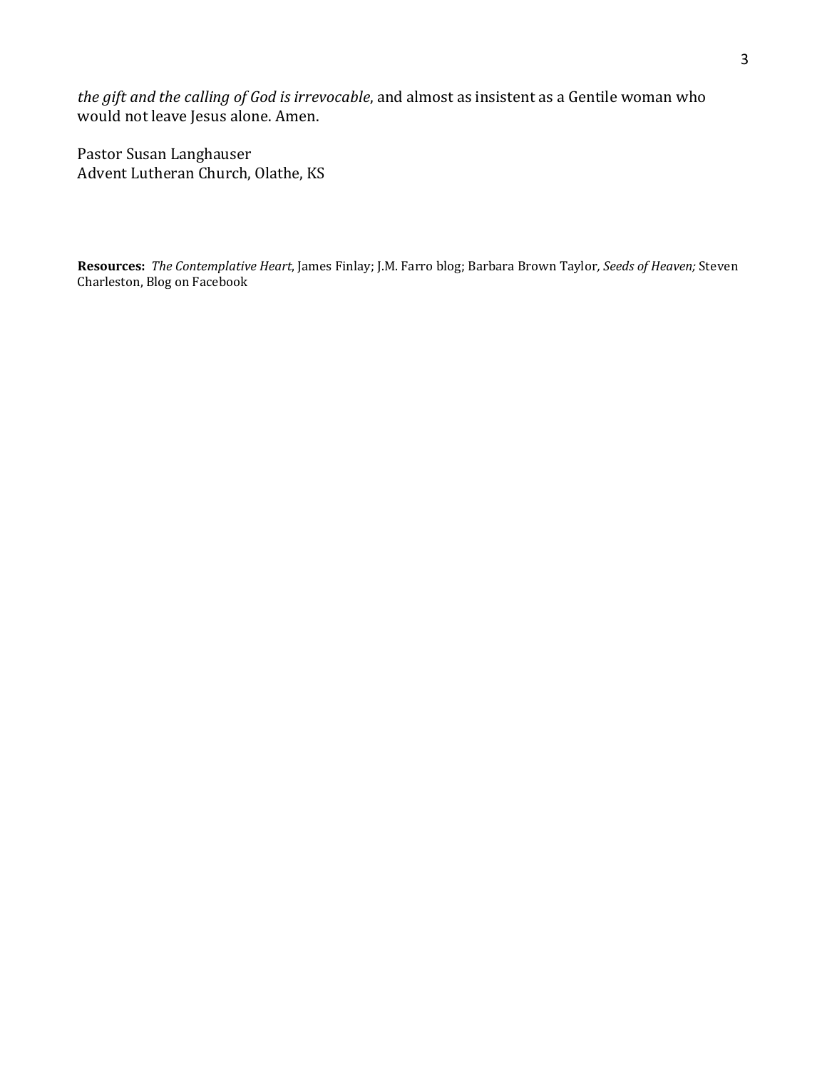*the gift and the calling of God is irrevocable*, and almost as insistent as a Gentile woman who would not leave Jesus alone. Amen.

Pastor Susan Langhauser
Advent Lutheran Church, Olathe, KS

**Resources:** *The Contemplative Heart*, James Finlay; J.M. Farro blog; Barbara Brown Taylor, *Seeds of Heaven;* Steven Charleston, Blog on Facebook